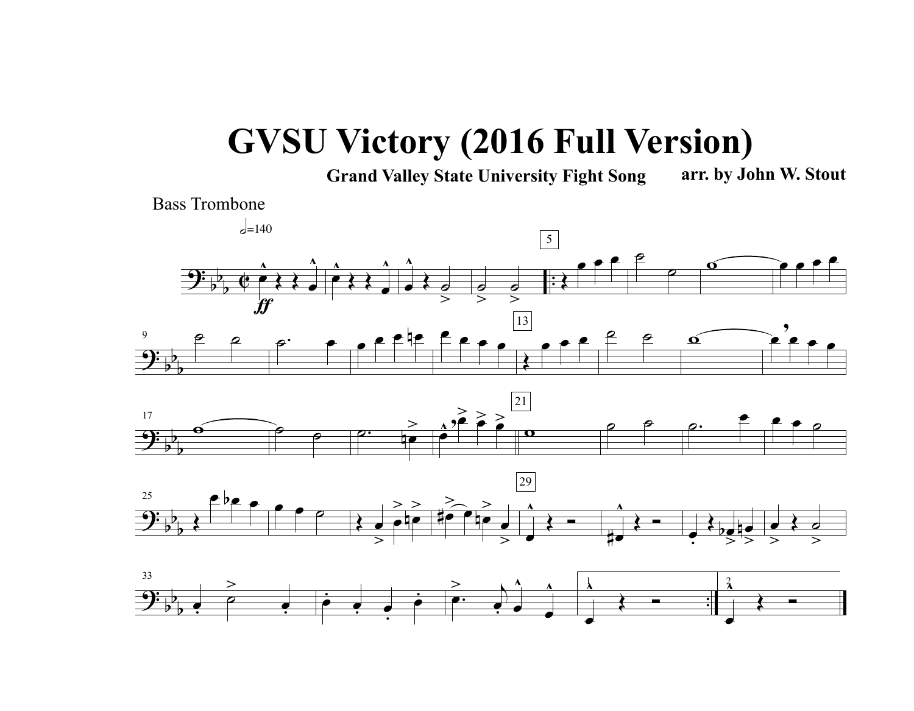# GVSU Victory (2016 Full Version)

**Grand Valley State University Fight Song** **arr. by John W. Stout**

Bass Trombone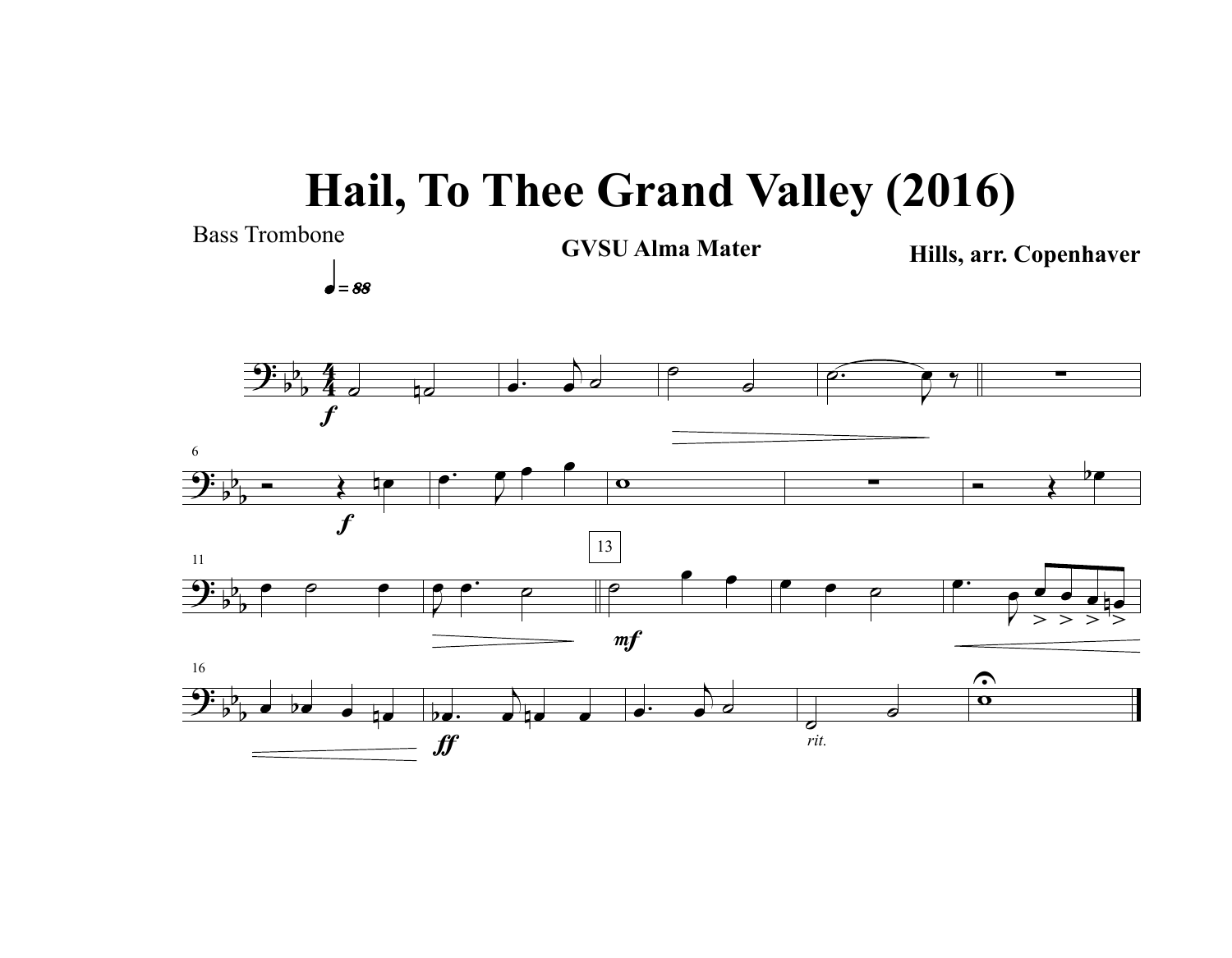# Hail, To Thee Grand Valley (2016)

Bass Trombone

**GVSU Alma Mater**

**Hills, arr. Copenhaver**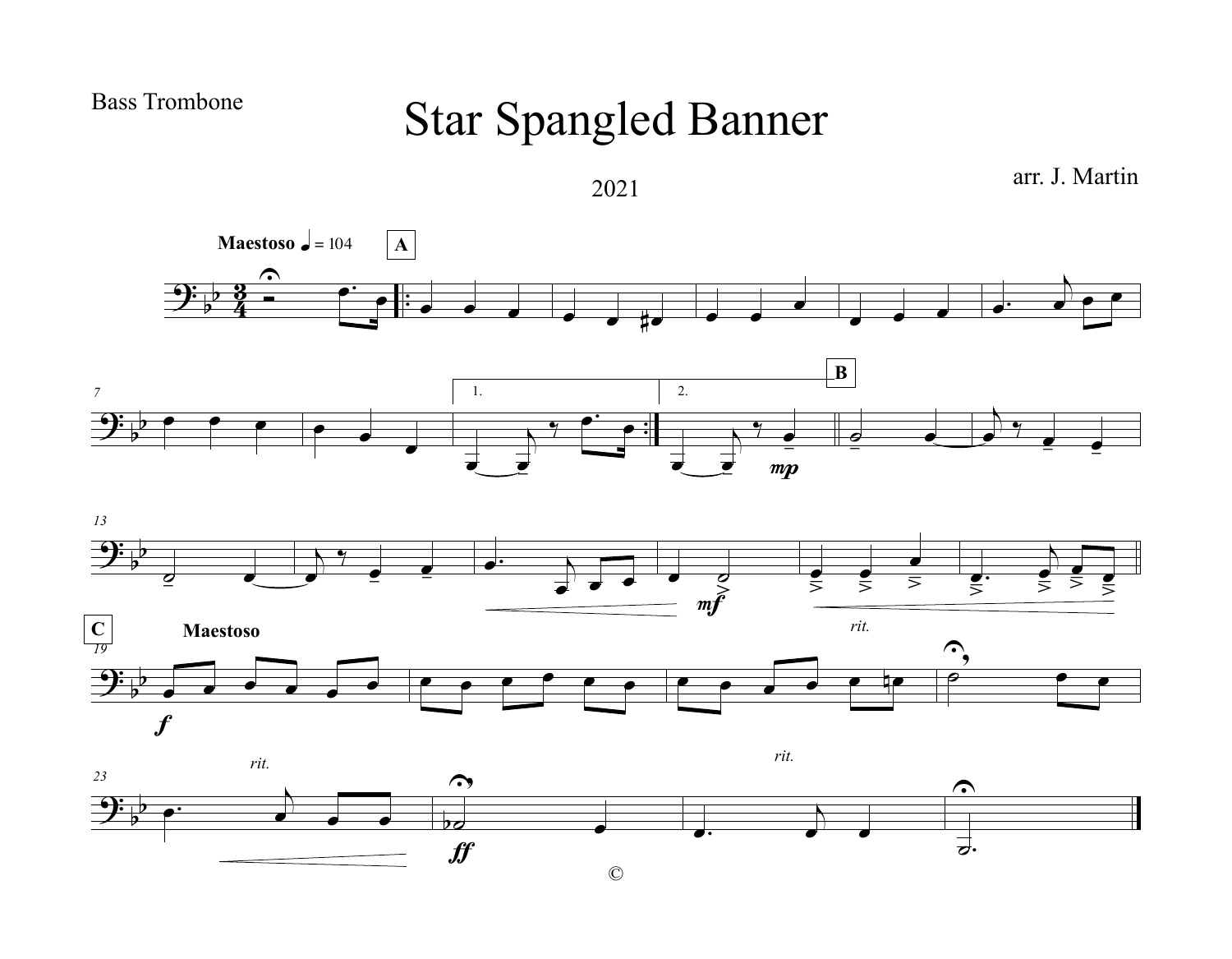Bass Trombone

# Star Spangled Banner

2021

arr. J. Martin

©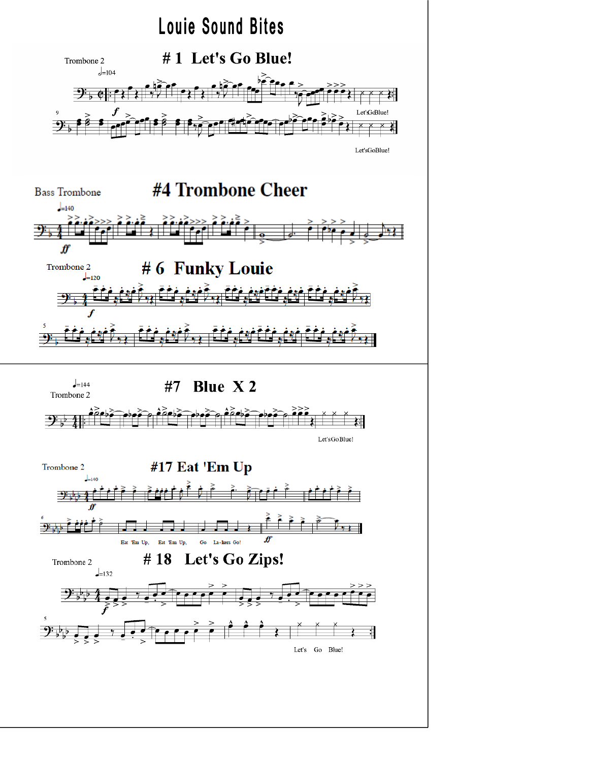# Louie Sound Bites

## # 1 Let's Go Blue!

Trombone 2

♩=104

Let's Go Blue!

Let's Go Blue!

## #4 Trombone Cheer

Bass Trombone

♩=140

## # 6 Funky Louie

Trombone 2

♩=120

## #7 Blue X 2

Trombone 2

♩=144

Let's Go Blue!

## #17 Eat 'Em Up

Trombone 2

♩=140

Eat 'Em Up, Eat 'Em Up, Go La-kers Go!

## # 18 Let's Go Zips!

Trombone 2

♩=132

Let's Go Blue!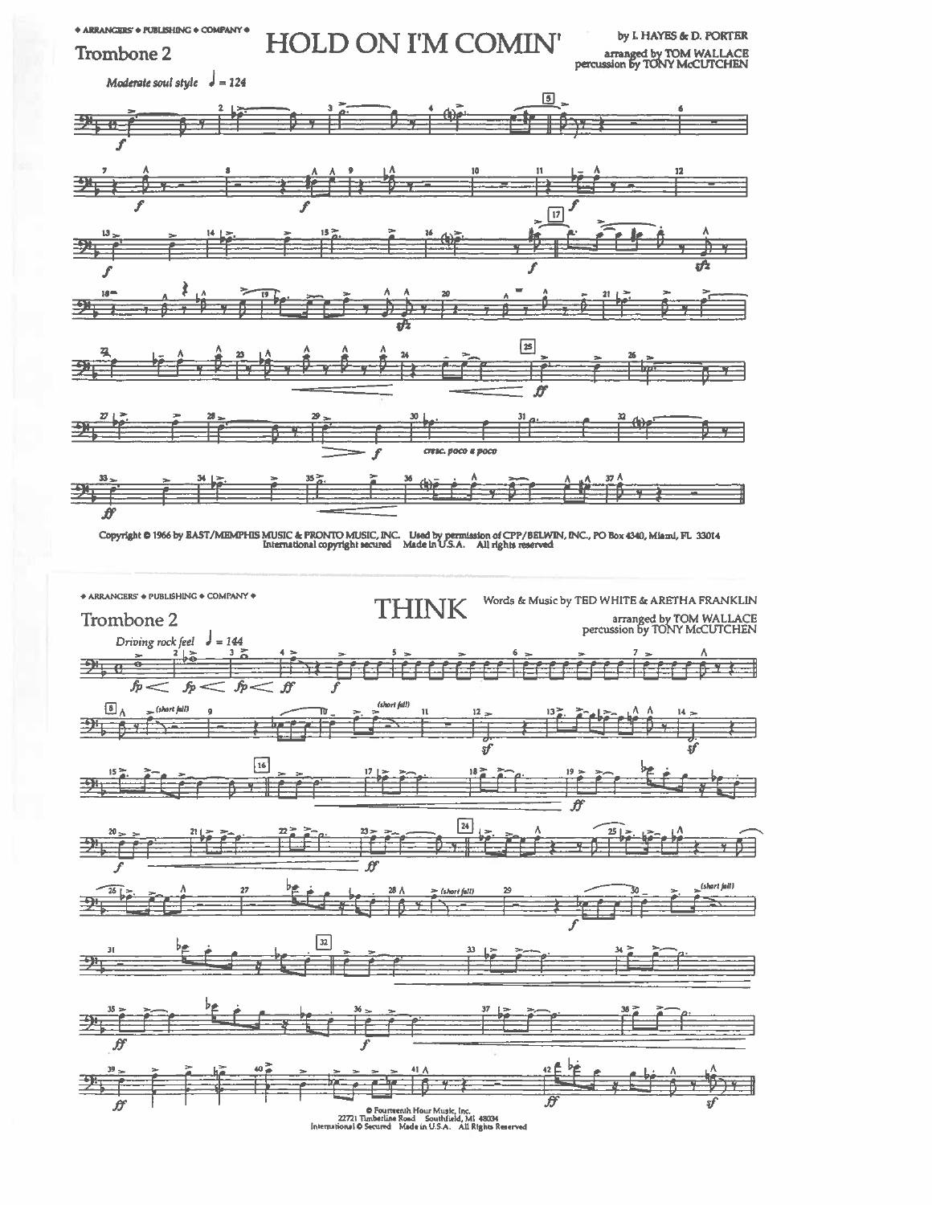◆ ARRANGERS' ◆ PUBLISHING ◆ COMPANY ◆

Trombone 2

# HOLD ON I'M COMIN'

by I. HAYES & D. PORTER
arranged by TOM WALLACE
percussion by TONY McCUTCHEN

*Moderate soul style* ♩ = 124

*cresc. poco a poco*

Copyright © 1966 by EAST/MEMPHIS MUSIC & PRONTO MUSIC, INC. Used by permission of CPP/BELWIN, INC., PO Box 4340, Miami, FL 33014
International copyright secured Made in U.S.A. All rights reserved

◆ ARRANGERS' ◆ PUBLISHING ◆ COMPANY ◆

Trombone 2

# THINK

Words & Music by TED WHITE & ARETHA FRANKLIN
arranged by TOM WALLACE
percussion by TONY McCUTCHEN

*Driving rock feel* ♩ = 144

(short fall)

© Fourteenth Hour Music, Inc.
22721 Timberline Road Southfield, MI 48034
International © Secured Made in U.S.A. All Rights Reserved